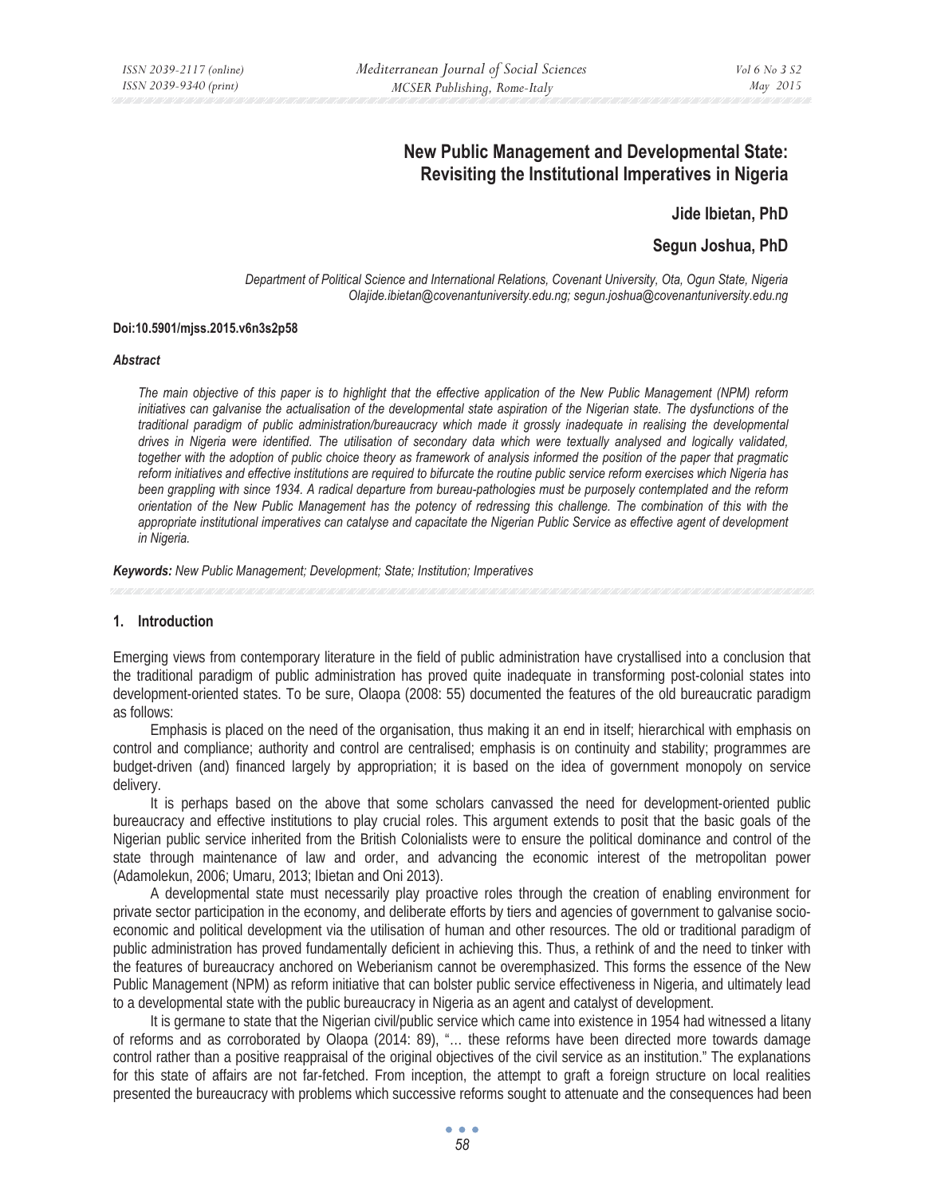# New Public Management and Developmental State: Revisiting the Institutional Imperatives in Nigeria

**Jide Ibietan, PhD**

**Segun Joshua, PhD**

*Department of Political Science and International Relations, Covenant University, Ota, Ogun State, Nigeria*
*Olajide.ibietan@covenantuniversity.edu.ng; segun.joshua@covenantuniversity.edu.ng*

**Doi:10.5901/mjss.2015.v6n3s2p58**

***Abstract***

*The main objective of this paper is to highlight that the effective application of the New Public Management (NPM) reform initiatives can galvanise the actualisation of the developmental state aspiration of the Nigerian state. The dysfunctions of the traditional paradigm of public administration/bureaucracy which made it grossly inadequate in realising the developmental drives in Nigeria were identified. The utilisation of secondary data which were textually analysed and logically validated, together with the adoption of public choice theory as framework of analysis informed the position of the paper that pragmatic reform initiatives and effective institutions are required to bifurcate the routine public service reform exercises which Nigeria has been grappling with since 1934. A radical departure from bureau-pathologies must be purposely contemplated and the reform orientation of the New Public Management has the potency of redressing this challenge. The combination of this with the appropriate institutional imperatives can catalyse and capacitate the Nigerian Public Service as effective agent of development in Nigeria.*

***Keywords:*** *New Public Management; Development; State; Institution; Imperatives*

## 1. Introduction

Emerging views from contemporary literature in the field of public administration have crystallised into a conclusion that the traditional paradigm of public administration has proved quite inadequate in transforming post-colonial states into development-oriented states. To be sure, Olaopa (2008: 55) documented the features of the old bureaucratic paradigm as follows:

Emphasis is placed on the need of the organisation, thus making it an end in itself; hierarchical with emphasis on control and compliance; authority and control are centralised; emphasis is on continuity and stability; programmes are budget-driven (and) financed largely by appropriation; it is based on the idea of government monopoly on service delivery.

It is perhaps based on the above that some scholars canvassed the need for development-oriented public bureaucracy and effective institutions to play crucial roles. This argument extends to posit that the basic goals of the Nigerian public service inherited from the British Colonialists were to ensure the political dominance and control of the state through maintenance of law and order, and advancing the economic interest of the metropolitan power (Adamolekun, 2006; Umaru, 2013; Ibietan and Oni 2013).

A developmental state must necessarily play proactive roles through the creation of enabling environment for private sector participation in the economy, and deliberate efforts by tiers and agencies of government to galvanise socio-economic and political development via the utilisation of human and other resources. The old or traditional paradigm of public administration has proved fundamentally deficient in achieving this. Thus, a rethink of and the need to tinker with the features of bureaucracy anchored on Weberianism cannot be overemphasized. This forms the essence of the New Public Management (NPM) as reform initiative that can bolster public service effectiveness in Nigeria, and ultimately lead to a developmental state with the public bureaucracy in Nigeria as an agent and catalyst of development.

It is germane to state that the Nigerian civil/public service which came into existence in 1954 had witnessed a litany of reforms and as corroborated by Olaopa (2014: 89), "… these reforms have been directed more towards damage control rather than a positive reappraisal of the original objectives of the civil service as an institution." The explanations for this state of affairs are not far-fetched. From inception, the attempt to graft a foreign structure on local realities presented the bureaucracy with problems which successive reforms sought to attenuate and the consequences had been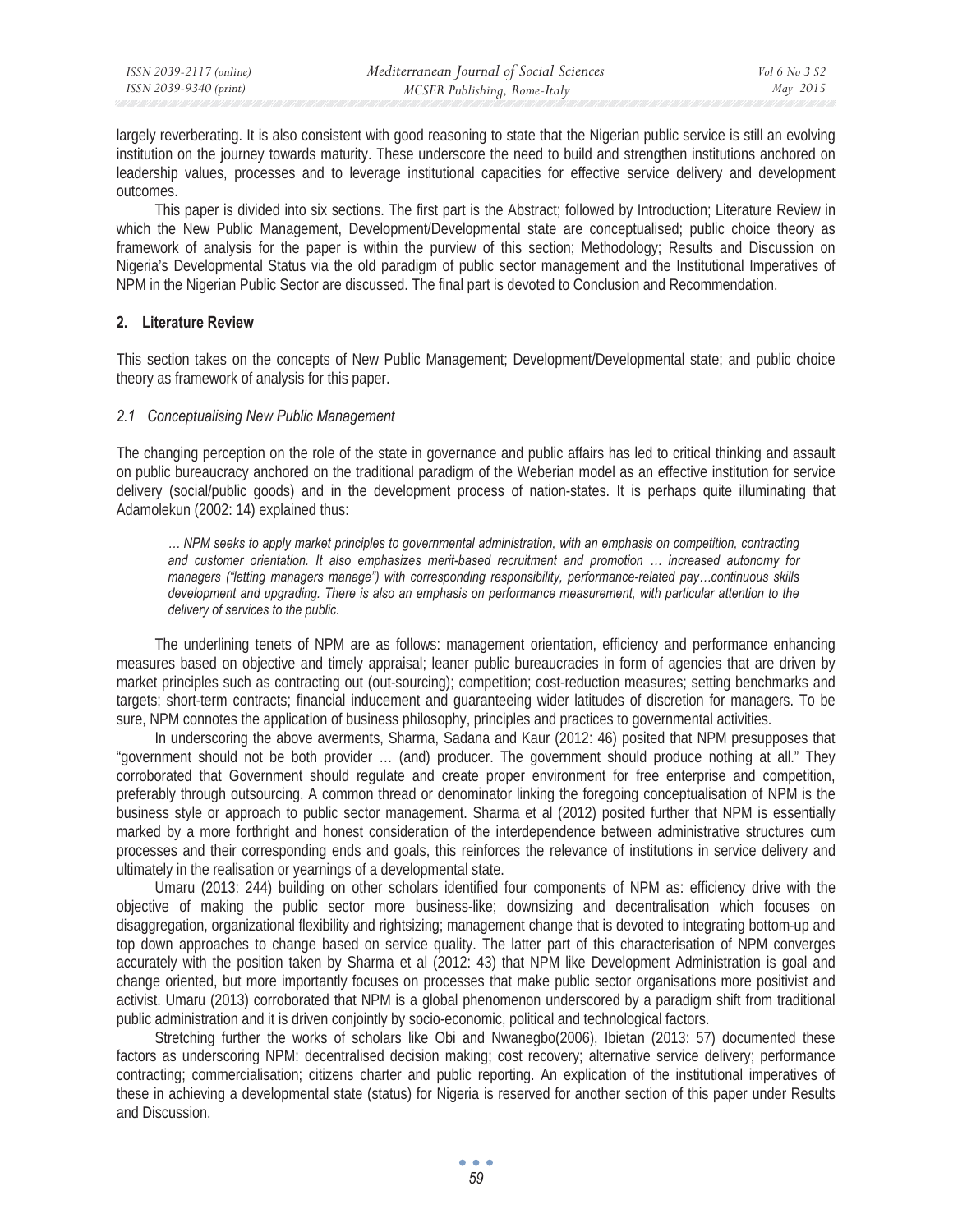largely reverberating. It is also consistent with good reasoning to state that the Nigerian public service is still an evolving institution on the journey towards maturity. These underscore the need to build and strengthen institutions anchored on leadership values, processes and to leverage institutional capacities for effective service delivery and development outcomes.

This paper is divided into six sections. The first part is the Abstract; followed by Introduction; Literature Review in which the New Public Management, Development/Developmental state are conceptualised; public choice theory as framework of analysis for the paper is within the purview of this section; Methodology; Results and Discussion on Nigeria's Developmental Status via the old paradigm of public sector management and the Institutional Imperatives of NPM in the Nigerian Public Sector are discussed. The final part is devoted to Conclusion and Recommendation.

## 2. Literature Review

This section takes on the concepts of New Public Management; Development/Developmental state; and public choice theory as framework of analysis for this paper.

### *2.1 Conceptualising New Public Management*

The changing perception on the role of the state in governance and public affairs has led to critical thinking and assault on public bureaucracy anchored on the traditional paradigm of the Weberian model as an effective institution for service delivery (social/public goods) and in the development process of nation-states. It is perhaps quite illuminating that Adamolekun (2002: 14) explained thus:

> *… NPM seeks to apply market principles to governmental administration, with an emphasis on competition, contracting and customer orientation. It also emphasizes merit-based recruitment and promotion … increased autonomy for managers ("letting managers manage") with corresponding responsibility, performance-related pay…continuous skills development and upgrading. There is also an emphasis on performance measurement, with particular attention to the delivery of services to the public.*

The underlining tenets of NPM are as follows: management orientation, efficiency and performance enhancing measures based on objective and timely appraisal; leaner public bureaucracies in form of agencies that are driven by market principles such as contracting out (out-sourcing); competition; cost-reduction measures; setting benchmarks and targets; short-term contracts; financial inducement and guaranteeing wider latitudes of discretion for managers. To be sure, NPM connotes the application of business philosophy, principles and practices to governmental activities.

In underscoring the above averments, Sharma, Sadana and Kaur (2012: 46) posited that NPM presupposes that "government should not be both provider … (and) producer. The government should produce nothing at all." They corroborated that Government should regulate and create proper environment for free enterprise and competition, preferably through outsourcing. A common thread or denominator linking the foregoing conceptualisation of NPM is the business style or approach to public sector management. Sharma et al (2012) posited further that NPM is essentially marked by a more forthright and honest consideration of the interdependence between administrative structures cum processes and their corresponding ends and goals, this reinforces the relevance of institutions in service delivery and ultimately in the realisation or yearnings of a developmental state.

Umaru (2013: 244) building on other scholars identified four components of NPM as: efficiency drive with the objective of making the public sector more business-like; downsizing and decentralisation which focuses on disaggregation, organizational flexibility and rightsizing; management change that is devoted to integrating bottom-up and top down approaches to change based on service quality. The latter part of this characterisation of NPM converges accurately with the position taken by Sharma et al (2012: 43) that NPM like Development Administration is goal and change oriented, but more importantly focuses on processes that make public sector organisations more positivist and activist. Umaru (2013) corroborated that NPM is a global phenomenon underscored by a paradigm shift from traditional public administration and it is driven conjointly by socio-economic, political and technological factors.

Stretching further the works of scholars like Obi and Nwanegbo(2006), Ibietan (2013: 57) documented these factors as underscoring NPM: decentralised decision making; cost recovery; alternative service delivery; performance contracting; commercialisation; citizens charter and public reporting. An explication of the institutional imperatives of these in achieving a developmental state (status) for Nigeria is reserved for another section of this paper under Results and Discussion.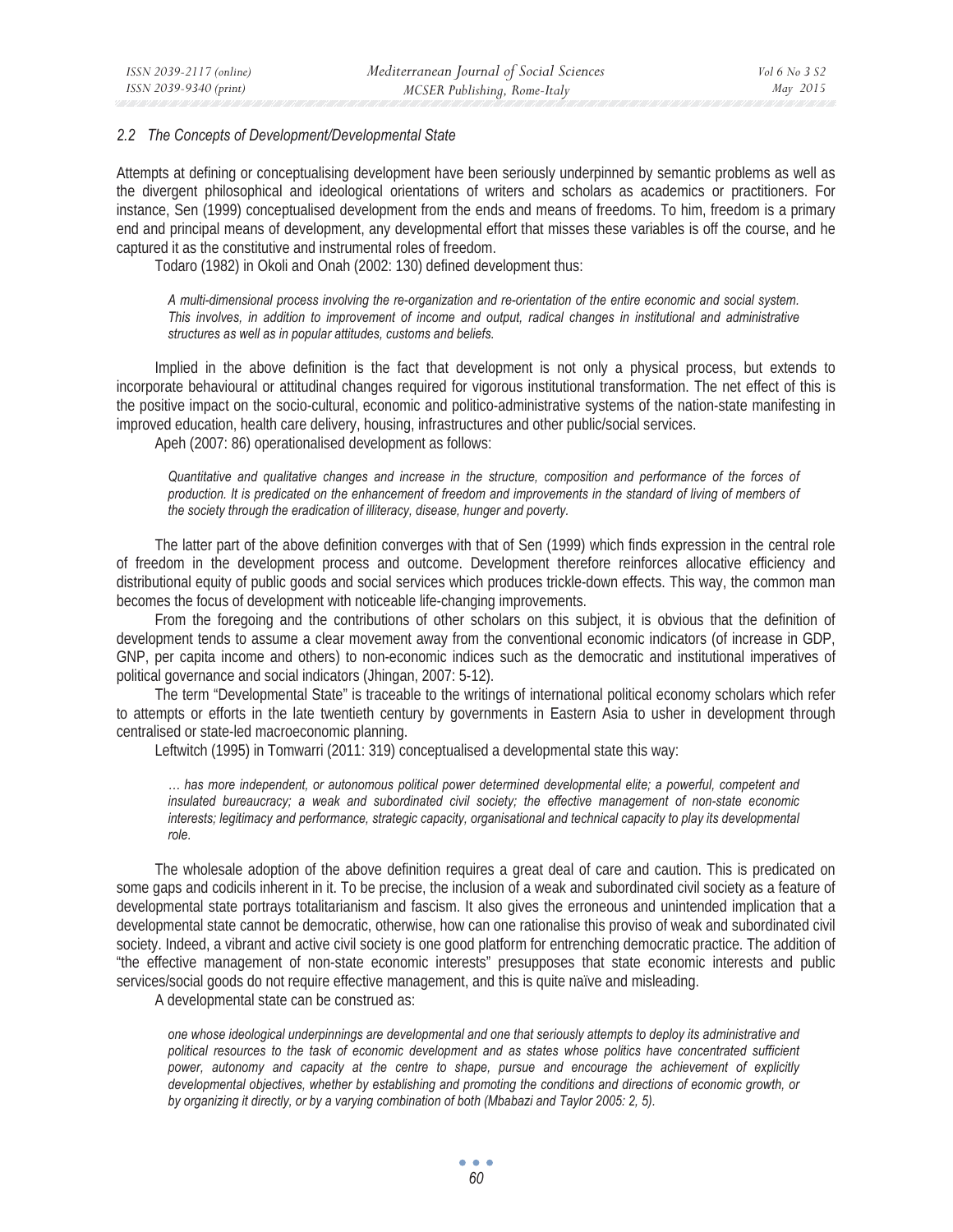### 2.2 The Concepts of Development/Developmental State

Attempts at defining or conceptualising development have been seriously underpinned by semantic problems as well as the divergent philosophical and ideological orientations of writers and scholars as academics or practitioners. For instance, Sen (1999) conceptualised development from the ends and means of freedoms. To him, freedom is a primary end and principal means of development, any developmental effort that misses these variables is off the course, and he captured it as the constitutive and instrumental roles of freedom.

Todaro (1982) in Okoli and Onah (2002: 130) defined development thus:

> *A multi-dimensional process involving the re-organization and re-orientation of the entire economic and social system. This involves, in addition to improvement of income and output, radical changes in institutional and administrative structures as well as in popular attitudes, customs and beliefs.*

Implied in the above definition is the fact that development is not only a physical process, but extends to incorporate behavioural or attitudinal changes required for vigorous institutional transformation. The net effect of this is the positive impact on the socio-cultural, economic and politico-administrative systems of the nation-state manifesting in improved education, health care delivery, housing, infrastructures and other public/social services.

Apeh (2007: 86) operationalised development as follows:

> *Quantitative and qualitative changes and increase in the structure, composition and performance of the forces of production. It is predicated on the enhancement of freedom and improvements in the standard of living of members of the society through the eradication of illiteracy, disease, hunger and poverty.*

The latter part of the above definition converges with that of Sen (1999) which finds expression in the central role of freedom in the development process and outcome. Development therefore reinforces allocative efficiency and distributional equity of public goods and social services which produces trickle-down effects. This way, the common man becomes the focus of development with noticeable life-changing improvements.

From the foregoing and the contributions of other scholars on this subject, it is obvious that the definition of development tends to assume a clear movement away from the conventional economic indicators (of increase in GDP, GNP, per capita income and others) to non-economic indices such as the democratic and institutional imperatives of political governance and social indicators (Jhingan, 2007: 5-12).

The term "Developmental State" is traceable to the writings of international political economy scholars which refer to attempts or efforts in the late twentieth century by governments in Eastern Asia to usher in development through centralised or state-led macroeconomic planning.

Leftwitch (1995) in Tomwarri (2011: 319) conceptualised a developmental state this way:

> *… has more independent, or autonomous political power determined developmental elite; a powerful, competent and insulated bureaucracy; a weak and subordinated civil society; the effective management of non-state economic interests; legitimacy and performance, strategic capacity, organisational and technical capacity to play its developmental role.*

The wholesale adoption of the above definition requires a great deal of care and caution. This is predicated on some gaps and codicils inherent in it. To be precise, the inclusion of a weak and subordinated civil society as a feature of developmental state portrays totalitarianism and fascism. It also gives the erroneous and unintended implication that a developmental state cannot be democratic, otherwise, how can one rationalise this proviso of weak and subordinated civil society. Indeed, a vibrant and active civil society is one good platform for entrenching democratic practice. The addition of "the effective management of non-state economic interests" presupposes that state economic interests and public services/social goods do not require effective management, and this is quite naïve and misleading.

A developmental state can be construed as:

> *one whose ideological underpinnings are developmental and one that seriously attempts to deploy its administrative and political resources to the task of economic development and as states whose politics have concentrated sufficient power, autonomy and capacity at the centre to shape, pursue and encourage the achievement of explicitly developmental objectives, whether by establishing and promoting the conditions and directions of economic growth, or by organizing it directly, or by a varying combination of both (Mbabazi and Taylor 2005: 2, 5).*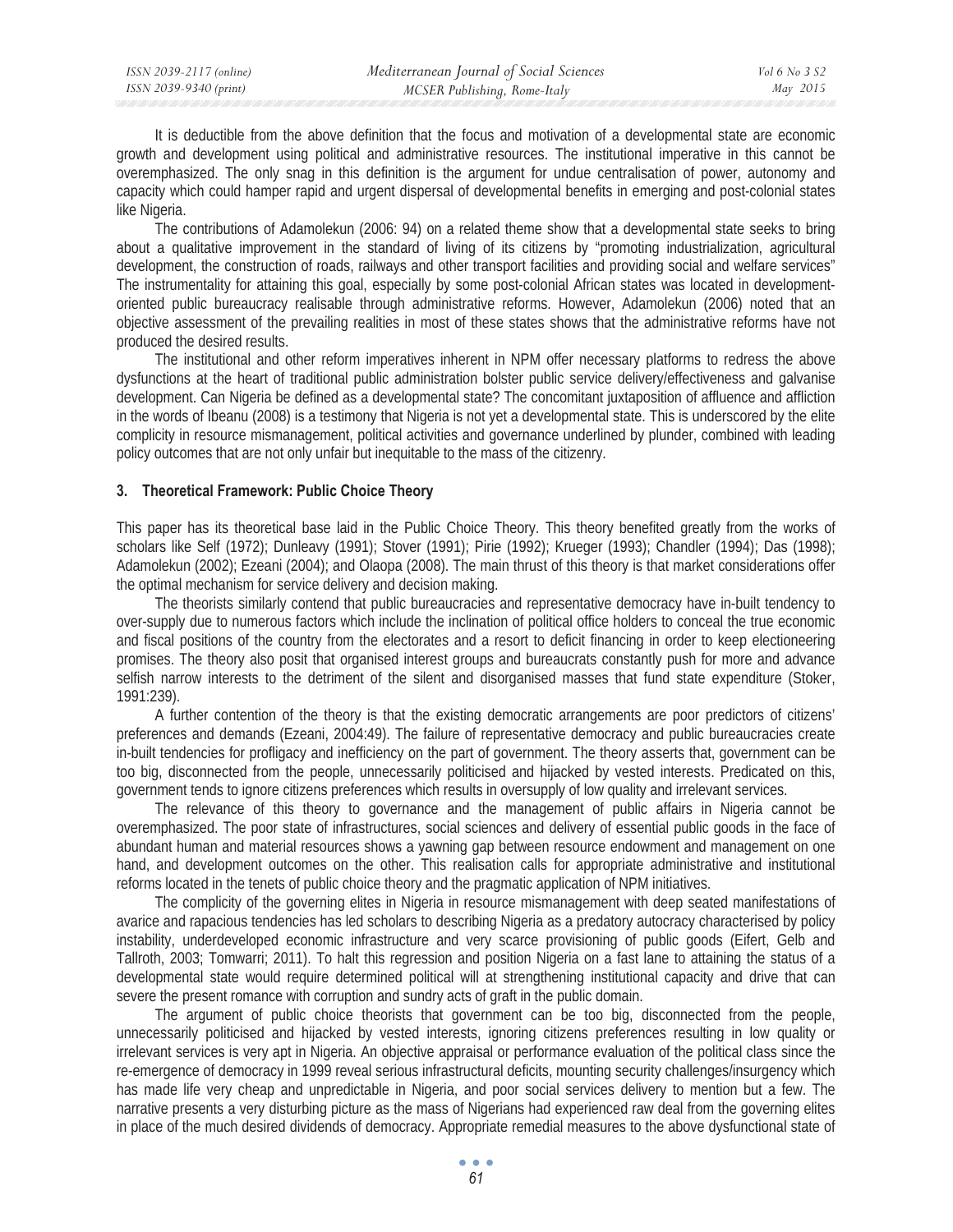It is deductible from the above definition that the focus and motivation of a developmental state are economic growth and development using political and administrative resources. The institutional imperative in this cannot be overemphasized. The only snag in this definition is the argument for undue centralisation of power, autonomy and capacity which could hamper rapid and urgent dispersal of developmental benefits in emerging and post-colonial states like Nigeria.

The contributions of Adamolekun (2006: 94) on a related theme show that a developmental state seeks to bring about a qualitative improvement in the standard of living of its citizens by "promoting industrialization, agricultural development, the construction of roads, railways and other transport facilities and providing social and welfare services" The instrumentality for attaining this goal, especially by some post-colonial African states was located in development-oriented public bureaucracy realisable through administrative reforms. However, Adamolekun (2006) noted that an objective assessment of the prevailing realities in most of these states shows that the administrative reforms have not produced the desired results.

The institutional and other reform imperatives inherent in NPM offer necessary platforms to redress the above dysfunctions at the heart of traditional public administration bolster public service delivery/effectiveness and galvanise development. Can Nigeria be defined as a developmental state? The concomitant juxtaposition of affluence and affliction in the words of Ibeanu (2008) is a testimony that Nigeria is not yet a developmental state. This is underscored by the elite complicity in resource mismanagement, political activities and governance underlined by plunder, combined with leading policy outcomes that are not only unfair but inequitable to the mass of the citizenry.

## 3. Theoretical Framework: Public Choice Theory

This paper has its theoretical base laid in the Public Choice Theory. This theory benefited greatly from the works of scholars like Self (1972); Dunleavy (1991); Stover (1991); Pirie (1992); Krueger (1993); Chandler (1994); Das (1998); Adamolekun (2002); Ezeani (2004); and Olaopa (2008). The main thrust of this theory is that market considerations offer the optimal mechanism for service delivery and decision making.

The theorists similarly contend that public bureaucracies and representative democracy have in-built tendency to over-supply due to numerous factors which include the inclination of political office holders to conceal the true economic and fiscal positions of the country from the electorates and a resort to deficit financing in order to keep electioneering promises. The theory also posit that organised interest groups and bureaucrats constantly push for more and advance selfish narrow interests to the detriment of the silent and disorganised masses that fund state expenditure (Stoker, 1991:239).

A further contention of the theory is that the existing democratic arrangements are poor predictors of citizens' preferences and demands (Ezeani, 2004:49). The failure of representative democracy and public bureaucracies create in-built tendencies for profligacy and inefficiency on the part of government. The theory asserts that, government can be too big, disconnected from the people, unnecessarily politicised and hijacked by vested interests. Predicated on this, government tends to ignore citizens preferences which results in oversupply of low quality and irrelevant services.

The relevance of this theory to governance and the management of public affairs in Nigeria cannot be overemphasized. The poor state of infrastructures, social sciences and delivery of essential public goods in the face of abundant human and material resources shows a yawning gap between resource endowment and management on one hand, and development outcomes on the other. This realisation calls for appropriate administrative and institutional reforms located in the tenets of public choice theory and the pragmatic application of NPM initiatives.

The complicity of the governing elites in Nigeria in resource mismanagement with deep seated manifestations of avarice and rapacious tendencies has led scholars to describing Nigeria as a predatory autocracy characterised by policy instability, underdeveloped economic infrastructure and very scarce provisioning of public goods (Eifert, Gelb and Tallroth, 2003; Tomwarri; 2011). To halt this regression and position Nigeria on a fast lane to attaining the status of a developmental state would require determined political will at strengthening institutional capacity and drive that can severe the present romance with corruption and sundry acts of graft in the public domain.

The argument of public choice theorists that government can be too big, disconnected from the people, unnecessarily politicised and hijacked by vested interests, ignoring citizens preferences resulting in low quality or irrelevant services is very apt in Nigeria. An objective appraisal or performance evaluation of the political class since the re-emergence of democracy in 1999 reveal serious infrastructural deficits, mounting security challenges/insurgency which has made life very cheap and unpredictable in Nigeria, and poor social services delivery to mention but a few. The narrative presents a very disturbing picture as the mass of Nigerians had experienced raw deal from the governing elites in place of the much desired dividends of democracy. Appropriate remedial measures to the above dysfunctional state of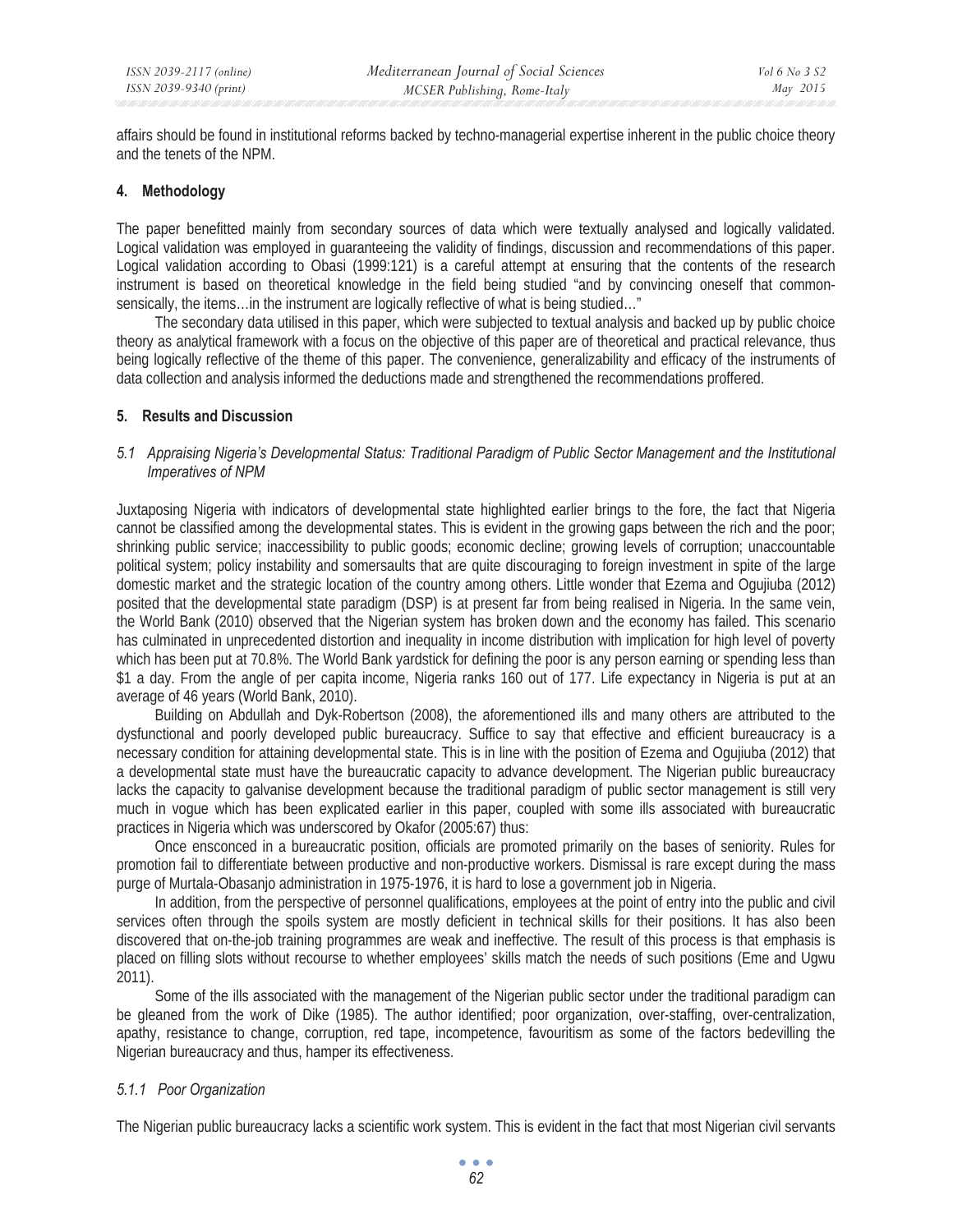affairs should be found in institutional reforms backed by techno-managerial expertise inherent in the public choice theory and the tenets of the NPM.

## 4. Methodology

The paper benefitted mainly from secondary sources of data which were textually analysed and logically validated. Logical validation was employed in guaranteeing the validity of findings, discussion and recommendations of this paper. Logical validation according to Obasi (1999:121) is a careful attempt at ensuring that the contents of the research instrument is based on theoretical knowledge in the field being studied "and by convincing oneself that common-sensically, the items…in the instrument are logically reflective of what is being studied…"

The secondary data utilised in this paper, which were subjected to textual analysis and backed up by public choice theory as analytical framework with a focus on the objective of this paper are of theoretical and practical relevance, thus being logically reflective of the theme of this paper. The convenience, generalizability and efficacy of the instruments of data collection and analysis informed the deductions made and strengthened the recommendations proffered.

## 5. Results and Discussion

### *5.1 Appraising Nigeria's Developmental Status: Traditional Paradigm of Public Sector Management and the Institutional Imperatives of NPM*

Juxtaposing Nigeria with indicators of developmental state highlighted earlier brings to the fore, the fact that Nigeria cannot be classified among the developmental states. This is evident in the growing gaps between the rich and the poor; shrinking public service; inaccessibility to public goods; economic decline; growing levels of corruption; unaccountable political system; policy instability and somersaults that are quite discouraging to foreign investment in spite of the large domestic market and the strategic location of the country among others. Little wonder that Ezema and Ogujiuba (2012) posited that the developmental state paradigm (DSP) is at present far from being realised in Nigeria. In the same vein, the World Bank (2010) observed that the Nigerian system has broken down and the economy has failed. This scenario has culminated in unprecedented distortion and inequality in income distribution with implication for high level of poverty which has been put at 70.8%. The World Bank yardstick for defining the poor is any person earning or spending less than \$1 a day. From the angle of per capita income, Nigeria ranks 160 out of 177. Life expectancy in Nigeria is put at an average of 46 years (World Bank, 2010).

Building on Abdullah and Dyk-Robertson (2008), the aforementioned ills and many others are attributed to the dysfunctional and poorly developed public bureaucracy. Suffice to say that effective and efficient bureaucracy is a necessary condition for attaining developmental state. This is in line with the position of Ezema and Ogujiuba (2012) that a developmental state must have the bureaucratic capacity to advance development. The Nigerian public bureaucracy lacks the capacity to galvanise development because the traditional paradigm of public sector management is still very much in vogue which has been explicated earlier in this paper, coupled with some ills associated with bureaucratic practices in Nigeria which was underscored by Okafor (2005:67) thus:

Once ensconced in a bureaucratic position, officials are promoted primarily on the bases of seniority. Rules for promotion fail to differentiate between productive and non-productive workers. Dismissal is rare except during the mass purge of Murtala-Obasanjo administration in 1975-1976, it is hard to lose a government job in Nigeria.

In addition, from the perspective of personnel qualifications, employees at the point of entry into the public and civil services often through the spoils system are mostly deficient in technical skills for their positions. It has also been discovered that on-the-job training programmes are weak and ineffective. The result of this process is that emphasis is placed on filling slots without recourse to whether employees' skills match the needs of such positions (Eme and Ugwu 2011).

Some of the ills associated with the management of the Nigerian public sector under the traditional paradigm can be gleaned from the work of Dike (1985). The author identified; poor organization, over-staffing, over-centralization, apathy, resistance to change, corruption, red tape, incompetence, favouritism as some of the factors bedevilling the Nigerian bureaucracy and thus, hamper its effectiveness.

#### *5.1.1 Poor Organization*

The Nigerian public bureaucracy lacks a scientific work system. This is evident in the fact that most Nigerian civil servants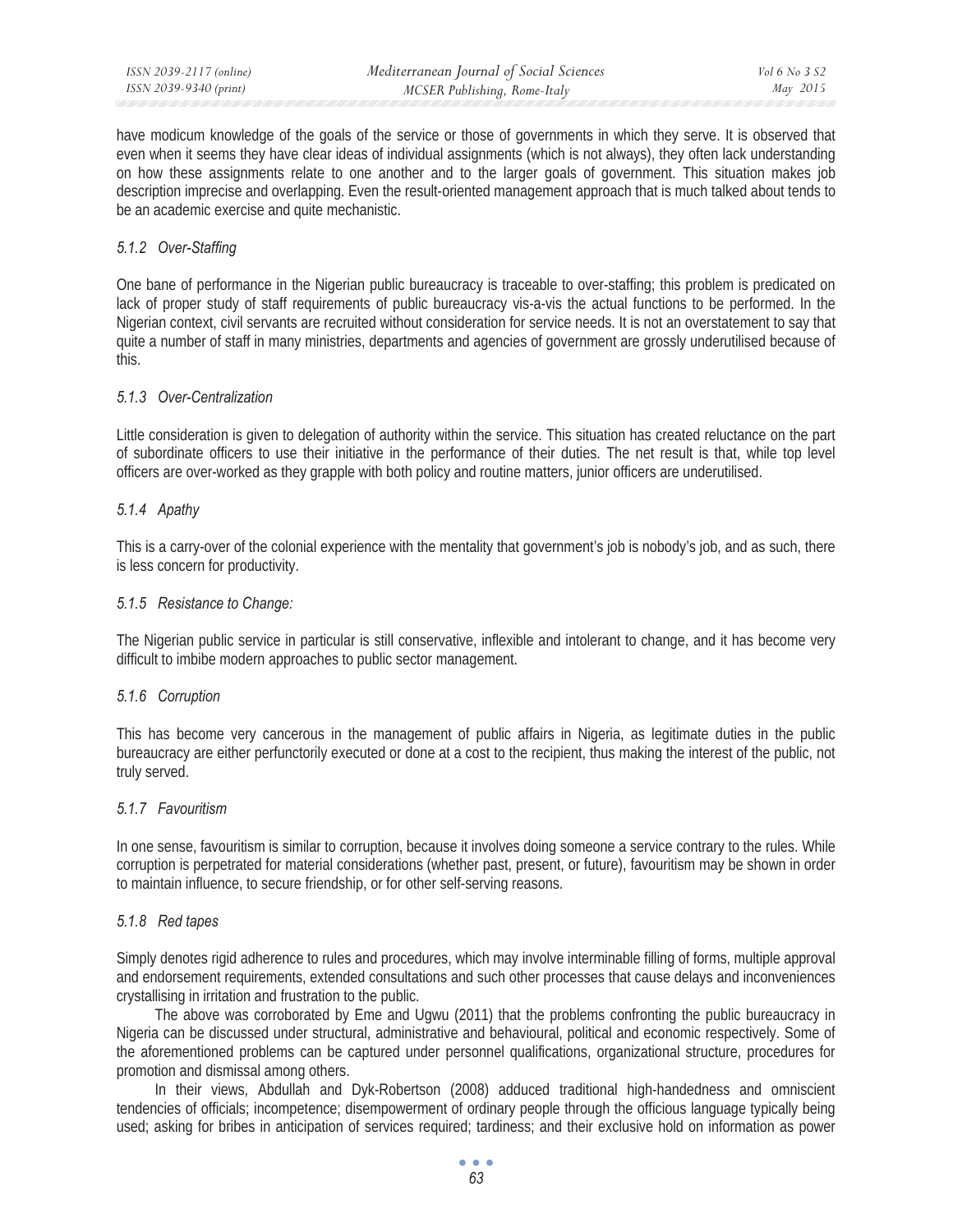have modicum knowledge of the goals of the service or those of governments in which they serve. It is observed that even when it seems they have clear ideas of individual assignments (which is not always), they often lack understanding on how these assignments relate to one another and to the larger goals of government. This situation makes job description imprecise and overlapping. Even the result-oriented management approach that is much talked about tends to be an academic exercise and quite mechanistic.

#### *5.1.2 Over-Staffing*

One bane of performance in the Nigerian public bureaucracy is traceable to over-staffing; this problem is predicated on lack of proper study of staff requirements of public bureaucracy vis-a-vis the actual functions to be performed. In the Nigerian context, civil servants are recruited without consideration for service needs. It is not an overstatement to say that quite a number of staff in many ministries, departments and agencies of government are grossly underutilised because of this.

#### *5.1.3 Over-Centralization*

Little consideration is given to delegation of authority within the service. This situation has created reluctance on the part of subordinate officers to use their initiative in the performance of their duties. The net result is that, while top level officers are over-worked as they grapple with both policy and routine matters, junior officers are underutilised.

#### *5.1.4 Apathy*

This is a carry-over of the colonial experience with the mentality that government's job is nobody's job, and as such, there is less concern for productivity.

#### *5.1.5 Resistance to Change:*

The Nigerian public service in particular is still conservative, inflexible and intolerant to change, and it has become very difficult to imbibe modern approaches to public sector management.

#### *5.1.6 Corruption*

This has become very cancerous in the management of public affairs in Nigeria, as legitimate duties in the public bureaucracy are either perfunctorily executed or done at a cost to the recipient, thus making the interest of the public, not truly served.

#### *5.1.7 Favouritism*

In one sense, favouritism is similar to corruption, because it involves doing someone a service contrary to the rules. While corruption is perpetrated for material considerations (whether past, present, or future), favouritism may be shown in order to maintain influence, to secure friendship, or for other self-serving reasons.

#### *5.1.8 Red tapes*

Simply denotes rigid adherence to rules and procedures, which may involve interminable filling of forms, multiple approval and endorsement requirements, extended consultations and such other processes that cause delays and inconveniences crystallising in irritation and frustration to the public.

The above was corroborated by Eme and Ugwu (2011) that the problems confronting the public bureaucracy in Nigeria can be discussed under structural, administrative and behavioural, political and economic respectively. Some of the aforementioned problems can be captured under personnel qualifications, organizational structure, procedures for promotion and dismissal among others.

In their views, Abdullah and Dyk-Robertson (2008) adduced traditional high-handedness and omniscient tendencies of officials; incompetence; disempowerment of ordinary people through the officious language typically being used; asking for bribes in anticipation of services required; tardiness; and their exclusive hold on information as power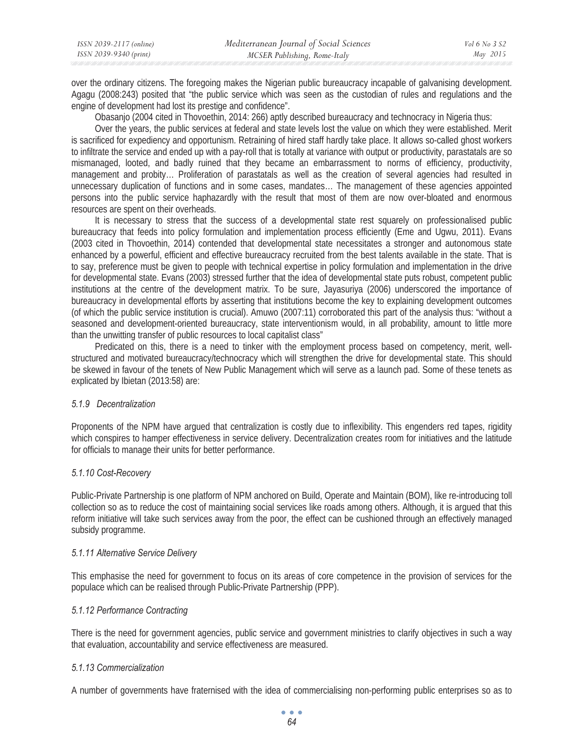over the ordinary citizens. The foregoing makes the Nigerian public bureaucracy incapable of galvanising development. Agagu (2008:243) posited that "the public service which was seen as the custodian of rules and regulations and the engine of development had lost its prestige and confidence".

Obasanjo (2004 cited in Thovoethin, 2014: 266) aptly described bureaucracy and technocracy in Nigeria thus:

Over the years, the public services at federal and state levels lost the value on which they were established. Merit is sacrificed for expediency and opportunism. Retraining of hired staff hardly take place. It allows so-called ghost workers to infiltrate the service and ended up with a pay-roll that is totally at variance with output or productivity, parastatals are so mismanaged, looted, and badly ruined that they became an embarrassment to norms of efficiency, productivity, management and probity… Proliferation of parastatals as well as the creation of several agencies had resulted in unnecessary duplication of functions and in some cases, mandates… The management of these agencies appointed persons into the public service haphazardly with the result that most of them are now over-bloated and enormous resources are spent on their overheads.

It is necessary to stress that the success of a developmental state rest squarely on professionalised public bureaucracy that feeds into policy formulation and implementation process efficiently (Eme and Ugwu, 2011). Evans (2003 cited in Thovoethin, 2014) contended that developmental state necessitates a stronger and autonomous state enhanced by a powerful, efficient and effective bureaucracy recruited from the best talents available in the state. That is to say, preference must be given to people with technical expertise in policy formulation and implementation in the drive for developmental state. Evans (2003) stressed further that the idea of developmental state puts robust, competent public institutions at the centre of the development matrix. To be sure, Jayasuriya (2006) underscored the importance of bureaucracy in developmental efforts by asserting that institutions become the key to explaining development outcomes (of which the public service institution is crucial). Amuwo (2007:11) corroborated this part of the analysis thus: "without a seasoned and development-oriented bureaucracy, state interventionism would, in all probability, amount to little more than the unwitting transfer of public resources to local capitalist class"

Predicated on this, there is a need to tinker with the employment process based on competency, merit, well-structured and motivated bureaucracy/technocracy which will strengthen the drive for developmental state. This should be skewed in favour of the tenets of New Public Management which will serve as a launch pad. Some of these tenets as explicated by Ibietan (2013:58) are:

#### *5.1.9 Decentralization*

Proponents of the NPM have argued that centralization is costly due to inflexibility. This engenders red tapes, rigidity which conspires to hamper effectiveness in service delivery. Decentralization creates room for initiatives and the latitude for officials to manage their units for better performance.

#### *5.1.10 Cost-Recovery*

Public-Private Partnership is one platform of NPM anchored on Build, Operate and Maintain (BOM), like re-introducing toll collection so as to reduce the cost of maintaining social services like roads among others. Although, it is argued that this reform initiative will take such services away from the poor, the effect can be cushioned through an effectively managed subsidy programme.

#### *5.1.11 Alternative Service Delivery*

This emphasise the need for government to focus on its areas of core competence in the provision of services for the populace which can be realised through Public-Private Partnership (PPP).

#### *5.1.12 Performance Contracting*

There is the need for government agencies, public service and government ministries to clarify objectives in such a way that evaluation, accountability and service effectiveness are measured.

#### *5.1.13 Commercialization*

A number of governments have fraternised with the idea of commercialising non-performing public enterprises so as to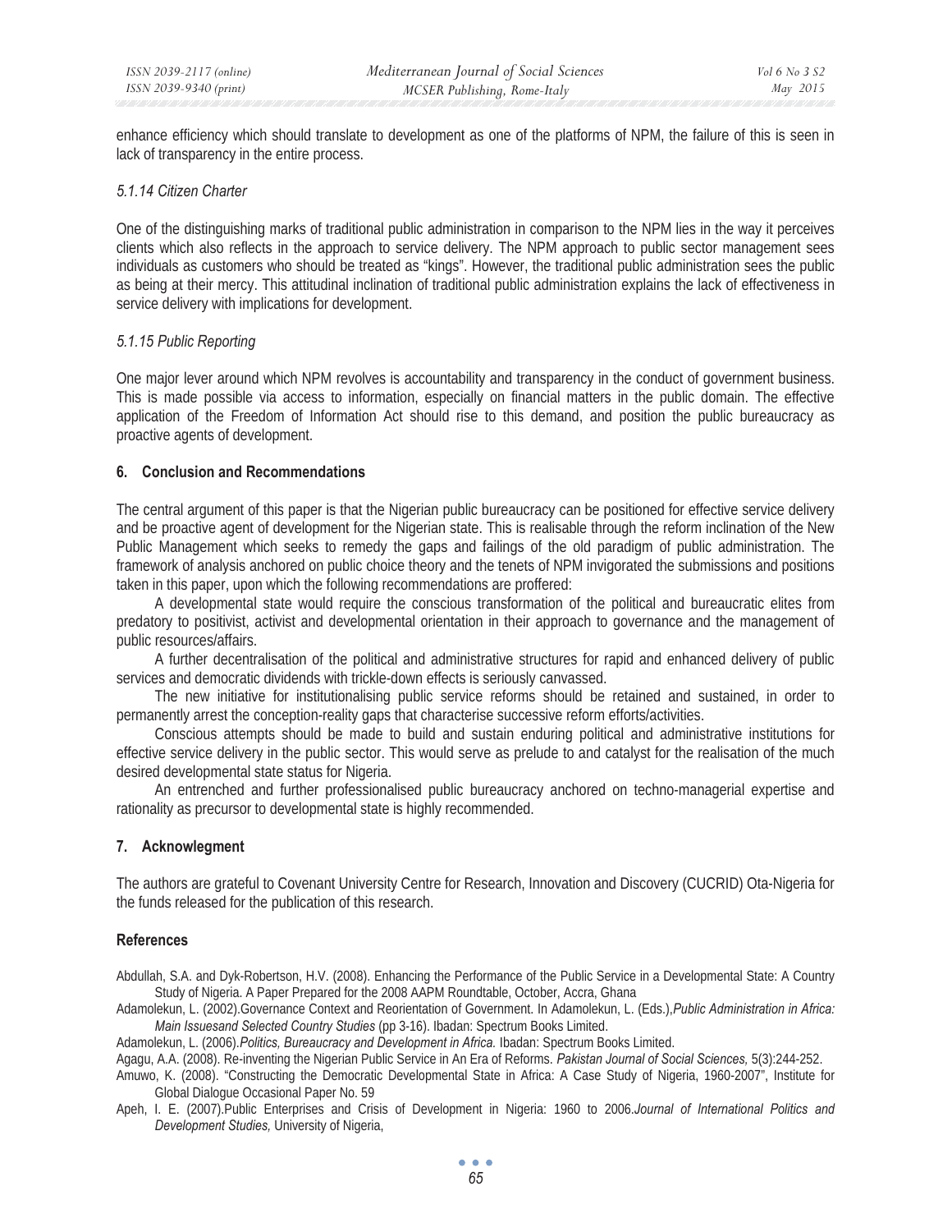enhance efficiency which should translate to development as one of the platforms of NPM, the failure of this is seen in lack of transparency in the entire process.

#### *5.1.14 Citizen Charter*

One of the distinguishing marks of traditional public administration in comparison to the NPM lies in the way it perceives clients which also reflects in the approach to service delivery. The NPM approach to public sector management sees individuals as customers who should be treated as "kings". However, the traditional public administration sees the public as being at their mercy. This attitudinal inclination of traditional public administration explains the lack of effectiveness in service delivery with implications for development.

#### *5.1.15 Public Reporting*

One major lever around which NPM revolves is accountability and transparency in the conduct of government business. This is made possible via access to information, especially on financial matters in the public domain. The effective application of the Freedom of Information Act should rise to this demand, and position the public bureaucracy as proactive agents of development.

## 6. Conclusion and Recommendations

The central argument of this paper is that the Nigerian public bureaucracy can be positioned for effective service delivery and be proactive agent of development for the Nigerian state. This is realisable through the reform inclination of the New Public Management which seeks to remedy the gaps and failings of the old paradigm of public administration. The framework of analysis anchored on public choice theory and the tenets of NPM invigorated the submissions and positions taken in this paper, upon which the following recommendations are proffered:

A developmental state would require the conscious transformation of the political and bureaucratic elites from predatory to positivist, activist and developmental orientation in their approach to governance and the management of public resources/affairs.

A further decentralisation of the political and administrative structures for rapid and enhanced delivery of public services and democratic dividends with trickle-down effects is seriously canvassed.

The new initiative for institutionalising public service reforms should be retained and sustained, in order to permanently arrest the conception-reality gaps that characterise successive reform efforts/activities.

Conscious attempts should be made to build and sustain enduring political and administrative institutions for effective service delivery in the public sector. This would serve as prelude to and catalyst for the realisation of the much desired developmental state status for Nigeria.

An entrenched and further professionalised public bureaucracy anchored on techno-managerial expertise and rationality as precursor to developmental state is highly recommended.

## 7. Acknowlegment

The authors are grateful to Covenant University Centre for Research, Innovation and Discovery (CUCRID) Ota-Nigeria for the funds released for the publication of this research.

## References

Abdullah, S.A. and Dyk-Robertson, H.V. (2008). Enhancing the Performance of the Public Service in a Developmental State: A Country Study of Nigeria. A Paper Prepared for the 2008 AAPM Roundtable, October, Accra, Ghana

Adamolekun, L. (2002).Governance Context and Reorientation of Government. In Adamolekun, L. (Eds.),*Public Administration in Africa: Main Issuesand Selected Country Studies* (pp 3-16). Ibadan: Spectrum Books Limited.

Adamolekun, L. (2006).*Politics, Bureaucracy and Development in Africa.* Ibadan: Spectrum Books Limited.

Agagu, A.A. (2008). Re-inventing the Nigerian Public Service in An Era of Reforms. *Pakistan Journal of Social Sciences,* 5(3):244-252.

Amuwo, K. (2008). "Constructing the Democratic Developmental State in Africa: A Case Study of Nigeria, 1960-2007", Institute for Global Dialogue Occasional Paper No. 59

Apeh, I. E. (2007).Public Enterprises and Crisis of Development in Nigeria: 1960 to 2006.*Journal of International Politics and Development Studies,* University of Nigeria,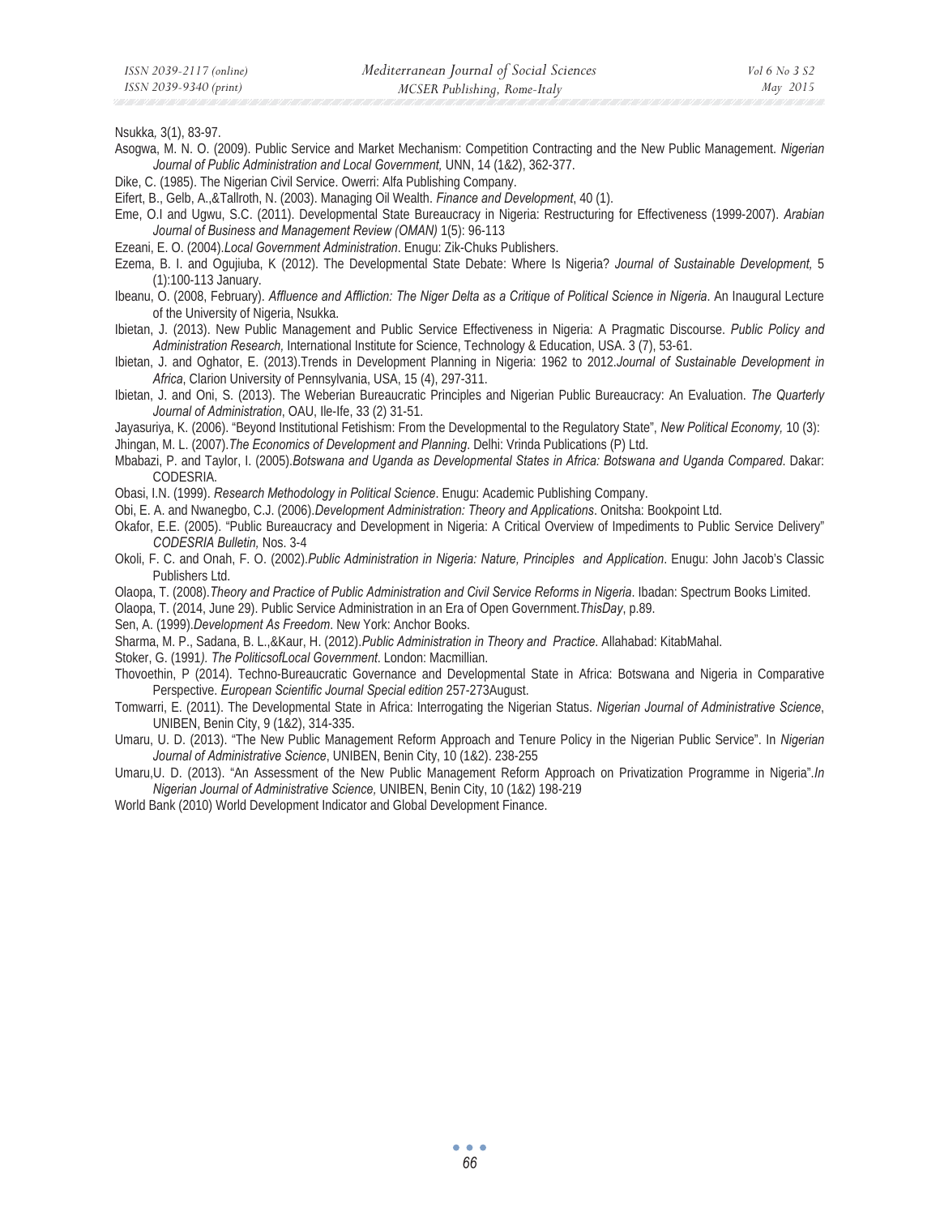Nsukka, 3(1), 83-97.

Asogwa, M. N. O. (2009). Public Service and Market Mechanism: Competition Contracting and the New Public Management. *Nigerian Journal of Public Administration and Local Government,* UNN, 14 (1&2), 362-377.

Dike, C. (1985). The Nigerian Civil Service. Owerri: Alfa Publishing Company.

Eifert, B., Gelb, A.,&Tallroth, N. (2003). Managing Oil Wealth. *Finance and Development*, 40 (1).

Eme, O.I and Ugwu, S.C. (2011). Developmental State Bureaucracy in Nigeria: Restructuring for Effectiveness (1999-2007). *Arabian Journal of Business and Management Review (OMAN)* 1(5): 96-113

Ezeani, E. O. (2004).*Local Government Administration*. Enugu: Zik-Chuks Publishers.

Ezema, B. I. and Ogujiuba, K (2012). The Developmental State Debate: Where Is Nigeria? *Journal of Sustainable Development,* 5 (1):100-113 January.

Ibeanu, O. (2008, February). *Affluence and Affliction: The Niger Delta as a Critique of Political Science in Nigeria*. An Inaugural Lecture of the University of Nigeria, Nsukka.

Ibietan, J. (2013). New Public Management and Public Service Effectiveness in Nigeria: A Pragmatic Discourse. *Public Policy and Administration Research,* International Institute for Science, Technology & Education, USA. 3 (7), 53-61.

Ibietan, J. and Oghator, E. (2013).Trends in Development Planning in Nigeria: 1962 to 2012.*Journal of Sustainable Development in Africa*, Clarion University of Pennsylvania, USA, 15 (4), 297-311.

Ibietan, J. and Oni, S. (2013). The Weberian Bureaucratic Principles and Nigerian Public Bureaucracy: An Evaluation. *The Quarterly Journal of Administration*, OAU, Ile-Ife, 33 (2) 31-51.

Jayasuriya, K. (2006). "Beyond Institutional Fetishism: From the Developmental to the Regulatory State", *New Political Economy,* 10 (3):

Jhingan, M. L. (2007).*The Economics of Development and Planning*. Delhi: Vrinda Publications (P) Ltd.

Mbabazi, P. and Taylor, I. (2005).*Botswana and Uganda as Developmental States in Africa: Botswana and Uganda Compared*. Dakar: CODESRIA.

Obasi, I.N. (1999). *Research Methodology in Political Science*. Enugu: Academic Publishing Company.

Obi, E. A. and Nwanegbo, C.J. (2006).*Development Administration: Theory and Applications*. Onitsha: Bookpoint Ltd.

Okafor, E.E. (2005). "Public Bureaucracy and Development in Nigeria: A Critical Overview of Impediments to Public Service Delivery" *CODESRIA Bulletin,* Nos. 3-4

Okoli, F. C. and Onah, F. O. (2002).*Public Administration in Nigeria: Nature, Principles and Application*. Enugu: John Jacob's Classic Publishers Ltd.

Olaopa, T. (2008).*Theory and Practice of Public Administration and Civil Service Reforms in Nigeria*. Ibadan: Spectrum Books Limited.

Olaopa, T. (2014, June 29). Public Service Administration in an Era of Open Government.*ThisDay*, p.89.

Sen, A. (1999).*Development As Freedom*. New York: Anchor Books.

Sharma, M. P., Sadana, B. L.,&Kaur, H. (2012).*Public Administration in Theory and Practice*. Allahabad: KitabMahal.

Stoker, G. (1991*). The PoliticsofLocal Government*. London: Macmillian.

Thovoethin, P (2014). Techno-Bureaucratic Governance and Developmental State in Africa: Botswana and Nigeria in Comparative Perspective. *European Scientific Journal Special edition* 257-273August.

Tomwarri, E. (2011). The Developmental State in Africa: Interrogating the Nigerian Status. *Nigerian Journal of Administrative Science*, UNIBEN, Benin City, 9 (1&2), 314-335.

Umaru, U. D. (2013). "The New Public Management Reform Approach and Tenure Policy in the Nigerian Public Service". In *Nigerian Journal of Administrative Science*, UNIBEN, Benin City, 10 (1&2). 238-255

Umaru,U. D. (2013). "An Assessment of the New Public Management Reform Approach on Privatization Programme in Nigeria".*In Nigerian Journal of Administrative Science,* UNIBEN, Benin City, 10 (1&2) 198-219

World Bank (2010) World Development Indicator and Global Development Finance.